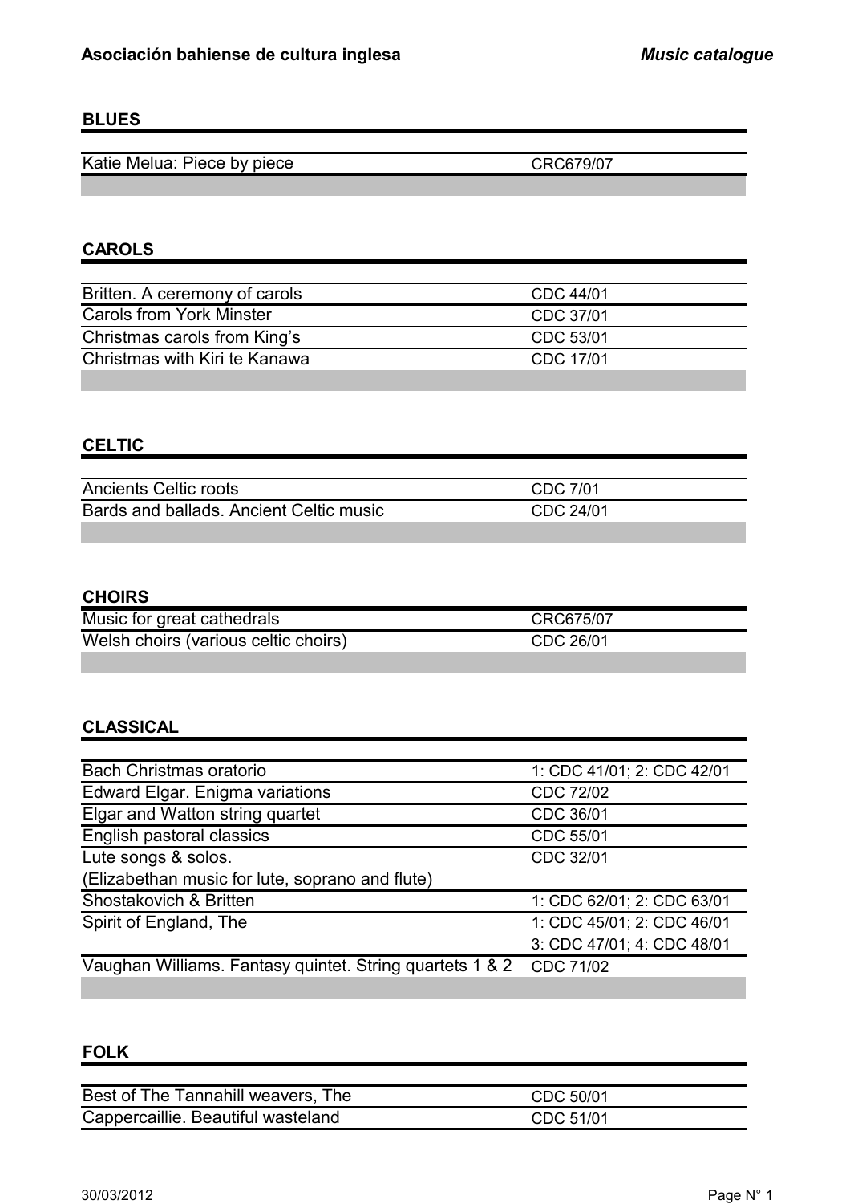## BLUES

| | |
|---|---|
| Katie Melua: Piece by piece | CRC679/07 |

## CAROLS

| | |
|---|---|
| Britten. A ceremony of carols | CDC 44/01 |
| Carols from York Minster | CDC 37/01 |
| Christmas carols from King's | CDC 53/01 |
| Christmas with Kiri te Kanawa | CDC 17/01 |

## CELTIC

| | |
|---|---|
| Ancients Celtic roots | CDC 7/01 |
| Bards and ballads. Ancient Celtic music | CDC 24/01 |

## CHOIRS

| | |
|---|---|
| Music for great cathedrals | CRC675/07 |
| Welsh choirs (various celtic choirs) | CDC 26/01 |

## CLASSICAL

| | |
|---|---|
| Bach Christmas oratorio | 1: CDC 41/01; 2: CDC 42/01 |
| Edward Elgar. Enigma variations | CDC 72/02 |
| Elgar and Watton string quartet | CDC 36/01 |
| English pastoral classics | CDC 55/01 |
| Lute songs & solos. (Elizabethan music for lute, soprano and flute) | CDC 32/01 |
| Shostakovich & Britten | 1: CDC 62/01; 2: CDC 63/01 |
| Spirit of England, The | 1: CDC 45/01; 2: CDC 46/01 3: CDC 47/01; 4: CDC 48/01 |
| Vaughan Williams. Fantasy quintet. String quartets 1 & 2 | CDC 71/02 |

## FOLK

| | |
|---|---|
| Best of The Tannahill weavers, The | CDC 50/01 |
| Cappercaillie. Beautiful wasteland | CDC 51/01 |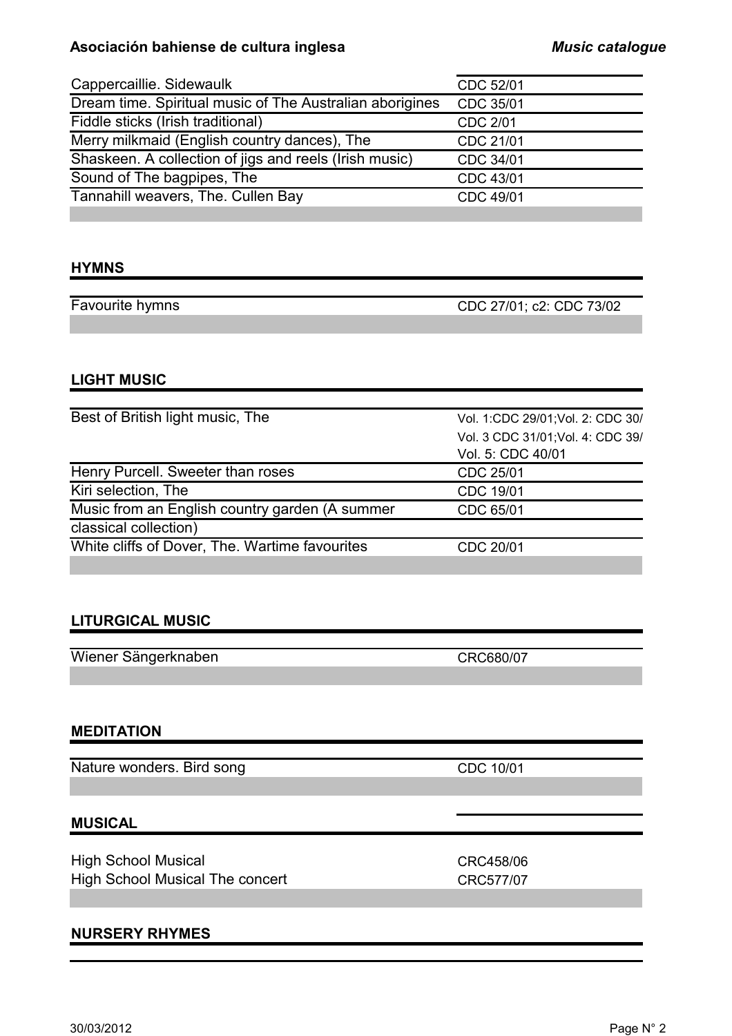| | |
|---|---|
| Cappercaillie. Sidewaulk | CDC 52/01 |
| Dream time. Spiritual music of The Australian aborigines | CDC 35/01 |
| Fiddle sticks (Irish traditional) | CDC 2/01 |
| Merry milkmaid (English country dances), The | CDC 21/01 |
| Shaskeen. A collection of jigs and reels (Irish music) | CDC 34/01 |
| Sound of The bagpipes, The | CDC 43/01 |
| Tannahill weavers, The. Cullen Bay | CDC 49/01 |

## HYMNS

| | |
|---|---|
| Favourite hymns | CDC 27/01; c2: CDC 73/02 |

## LIGHT MUSIC

| | |
|---|---|
| Best of British light music, The | Vol. 1:CDC 29/01;Vol. 2: CDC 30/ Vol. 3 CDC 31/01;Vol. 4: CDC 39/ Vol. 5: CDC 40/01 |
| Henry Purcell. Sweeter than roses | CDC 25/01 |
| Kiri selection, The | CDC 19/01 |
| Music from an English country garden (A summer classical collection) | CDC 65/01 |
| White cliffs of Dover, The. Wartime favourites | CDC 20/01 |

## LITURGICAL MUSIC

| | |
|---|---|
| Wiener Sängerknaben | CRC680/07 |

## MEDITATION

| | |
|---|---|
| Nature wonders. Bird song | CDC 10/01 |

## MUSICAL

| | |
|---|---|
| High School Musical | CRC458/06 |
| High School Musical The concert | CRC577/07 |

## NURSERY RHYMES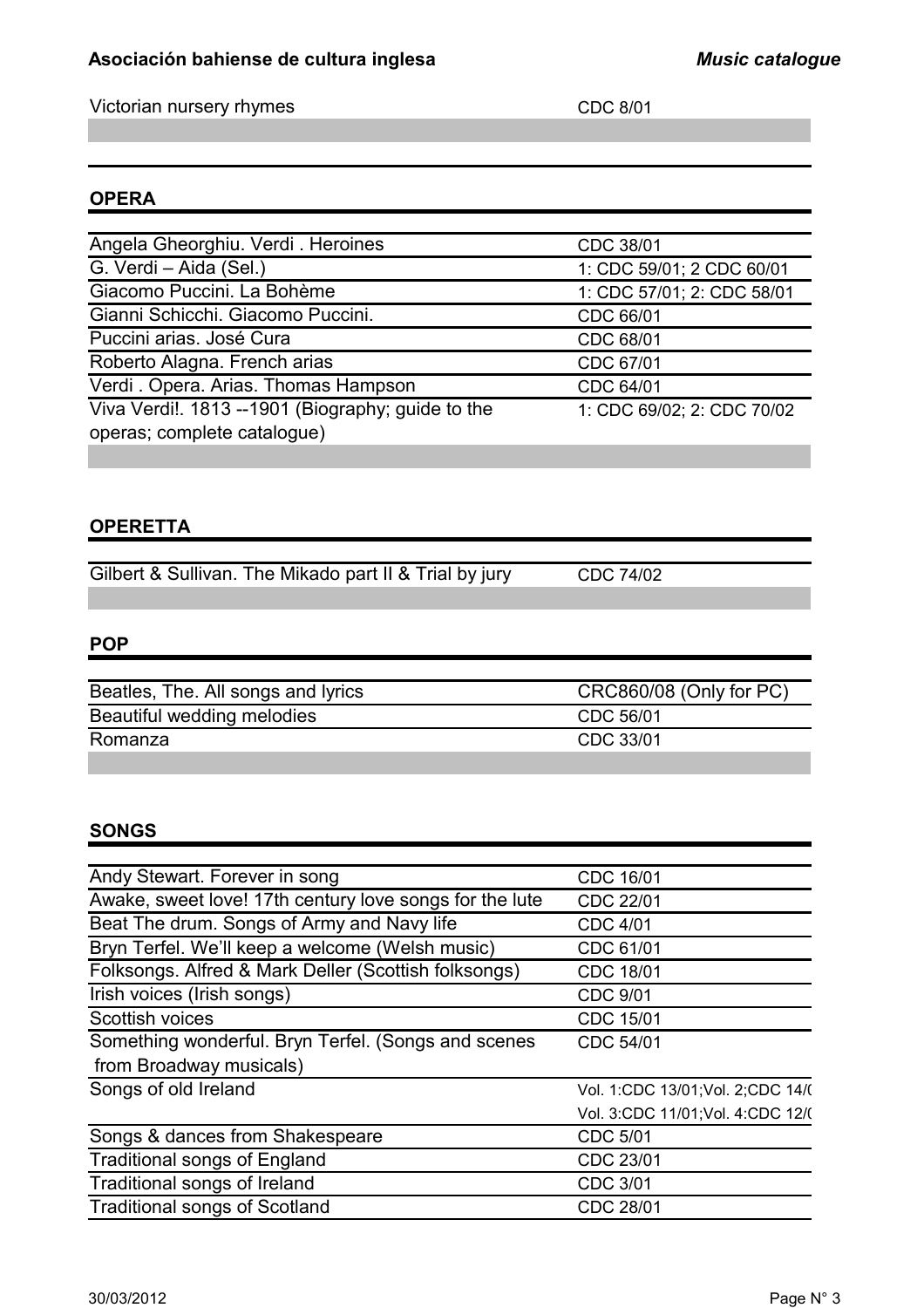| | |
|---|---|
| Victorian nursery rhymes | CDC 8/01 |

## OPERA

| | |
|---|---|
| Angela Gheorghiu. Verdi . Heroines | CDC 38/01 |
| G. Verdi – Aida (Sel.) | 1: CDC 59/01; 2 CDC 60/01 |
| Giacomo Puccini. La Bohème | 1: CDC 57/01; 2: CDC 58/01 |
| Gianni Schicchi. Giacomo Puccini. | CDC 66/01 |
| Puccini arias. José Cura | CDC 68/01 |
| Roberto Alagna. French arias | CDC 67/01 |
| Verdi . Opera. Arias. Thomas Hampson | CDC 64/01 |
| Viva Verdi!. 1813 --1901 (Biography; guide to the operas; complete catalogue) | 1: CDC 69/02; 2: CDC 70/02 |

## OPERETTA

| | |
|---|---|
| Gilbert & Sullivan. The Mikado part II & Trial by jury | CDC 74/02 |

## POP

| | |
|---|---|
| Beatles, The. All songs and lyrics | CRC860/08 (Only for PC) |
| Beautiful wedding melodies | CDC 56/01 |
| Romanza | CDC 33/01 |

## SONGS

| | |
|---|---|
| Andy Stewart. Forever in song | CDC 16/01 |
| Awake, sweet love! 17th century love songs for the lute | CDC 22/01 |
| Beat The drum. Songs of Army and Navy life | CDC 4/01 |
| Bryn Terfel. We'll keep a welcome (Welsh music) | CDC 61/01 |
| Folksongs. Alfred & Mark Deller (Scottish folksongs) | CDC 18/01 |
| Irish voices (Irish songs) | CDC 9/01 |
| Scottish voices | CDC 15/01 |
| Something wonderful. Bryn Terfel. (Songs and scenes from Broadway musicals) | CDC 54/01 |
| Songs of old Ireland | Vol. 1:CDC 13/01;Vol. 2;CDC 14/( Vol. 3:CDC 11/01;Vol. 4:CDC 12/( |
| Songs & dances from Shakespeare | CDC 5/01 |
| Traditional songs of England | CDC 23/01 |
| Traditional songs of Ireland | CDC 3/01 |
| Traditional songs of Scotland | CDC 28/01 |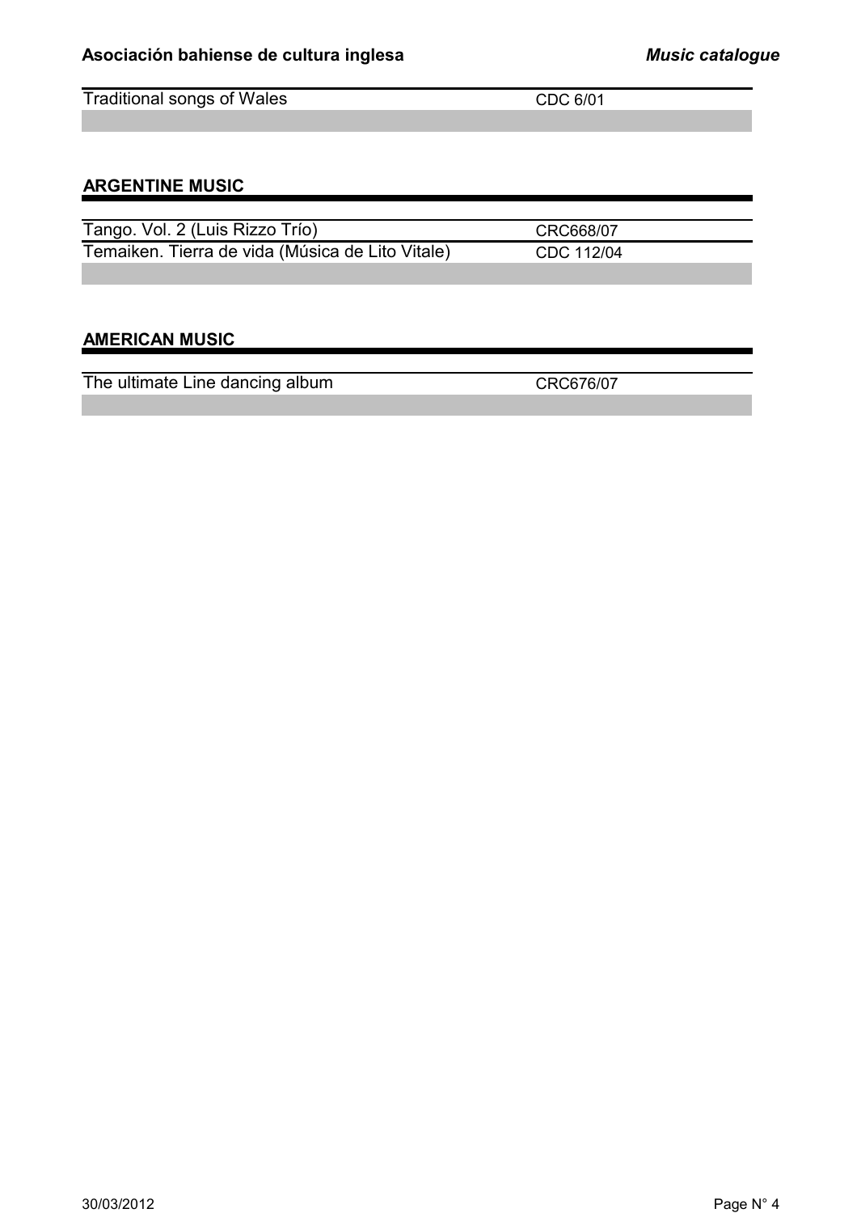| | |
|---|---|
| Traditional songs of Wales | CDC 6/01 |

## ARGENTINE MUSIC

| | |
|---|---|
| Tango. Vol. 2 (Luis Rizzo Trío) | CRC668/07 |
| Temaiken. Tierra de vida (Música de Lito Vitale) | CDC 112/04 |

## AMERICAN MUSIC

| | |
|---|---|
| The ultimate Line dancing album | CRC676/07 |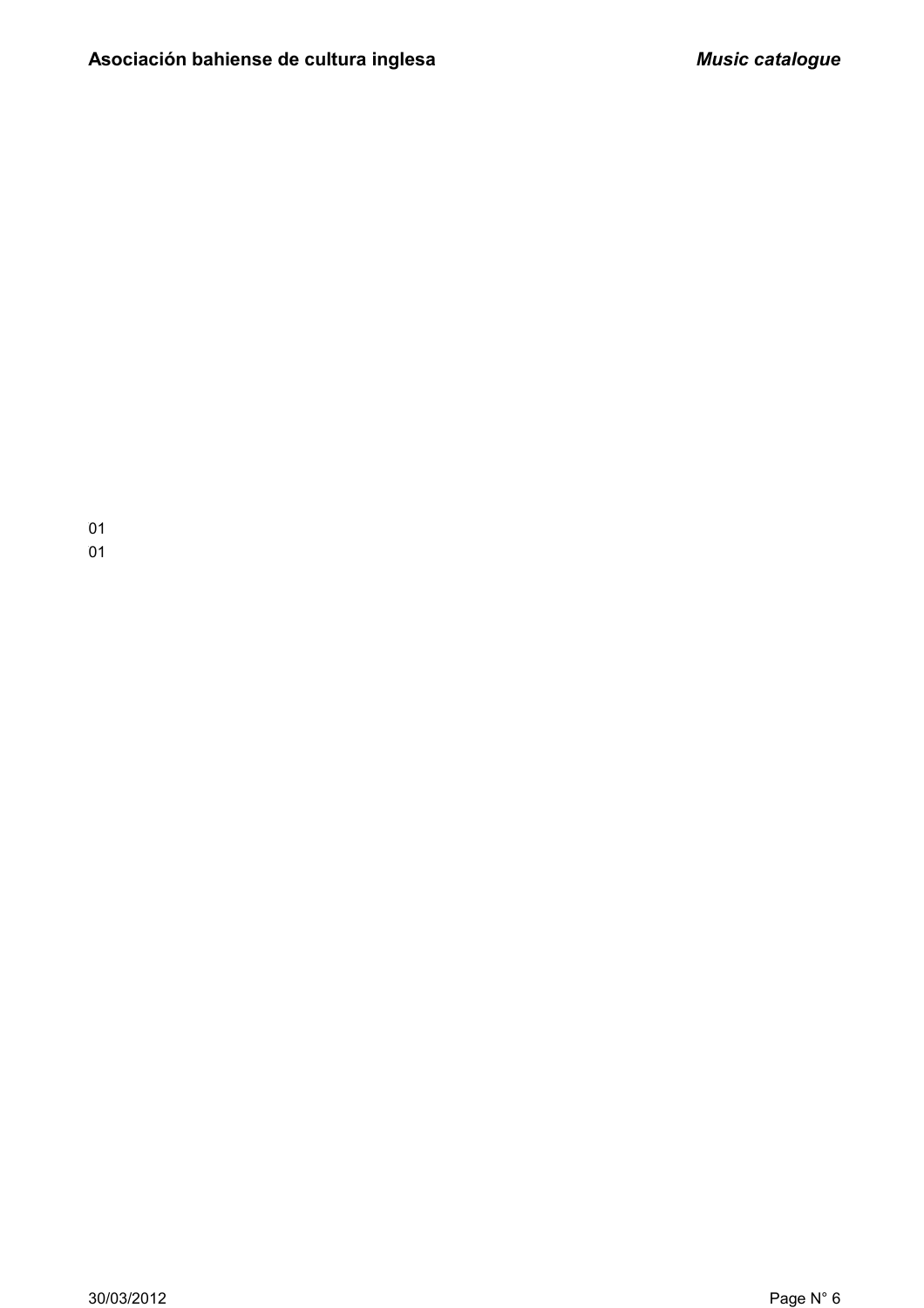01
01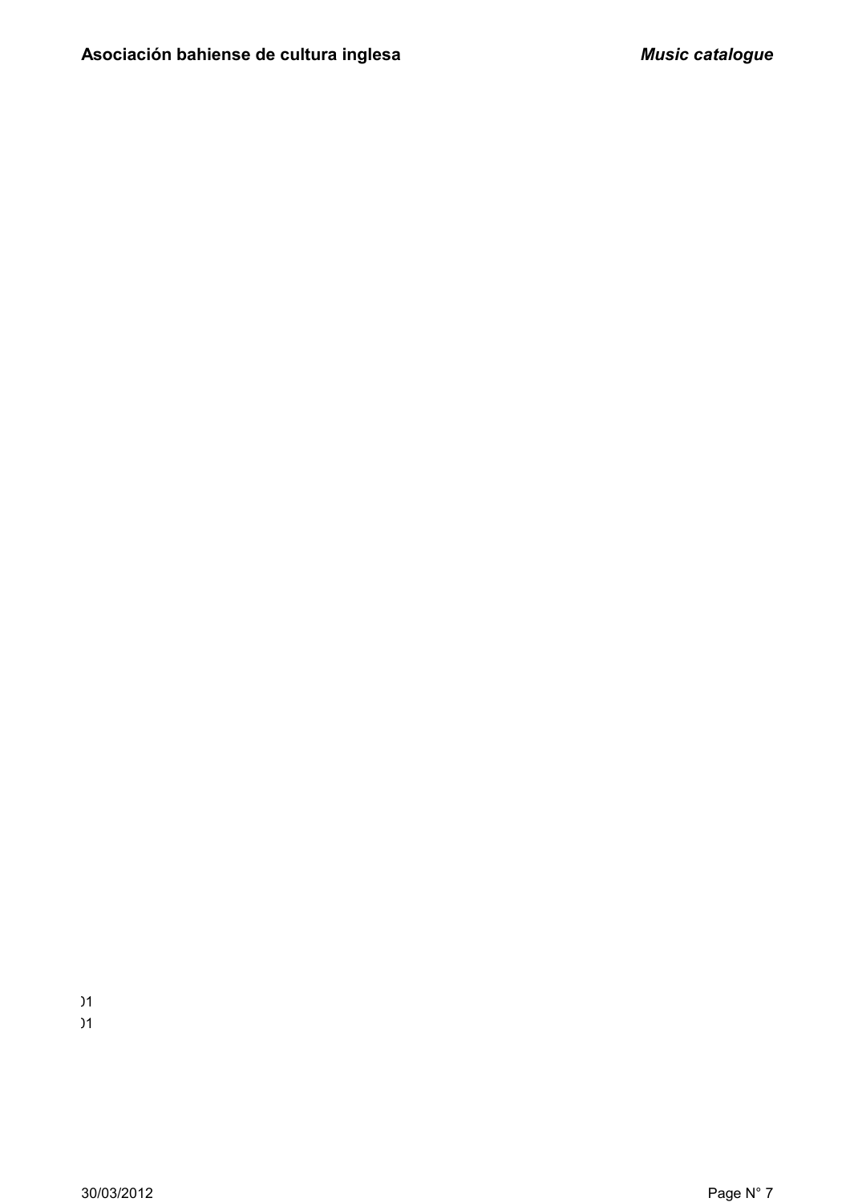)1
)1